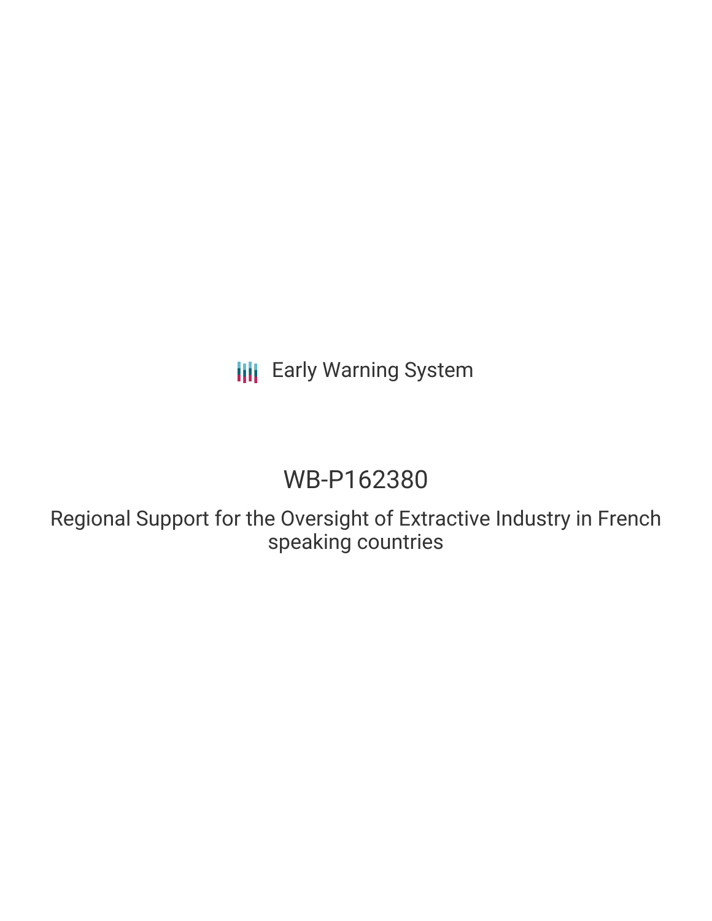Early Warning System

# WB-P162380

## Regional Support for the Oversight of Extractive Industry in French speaking countries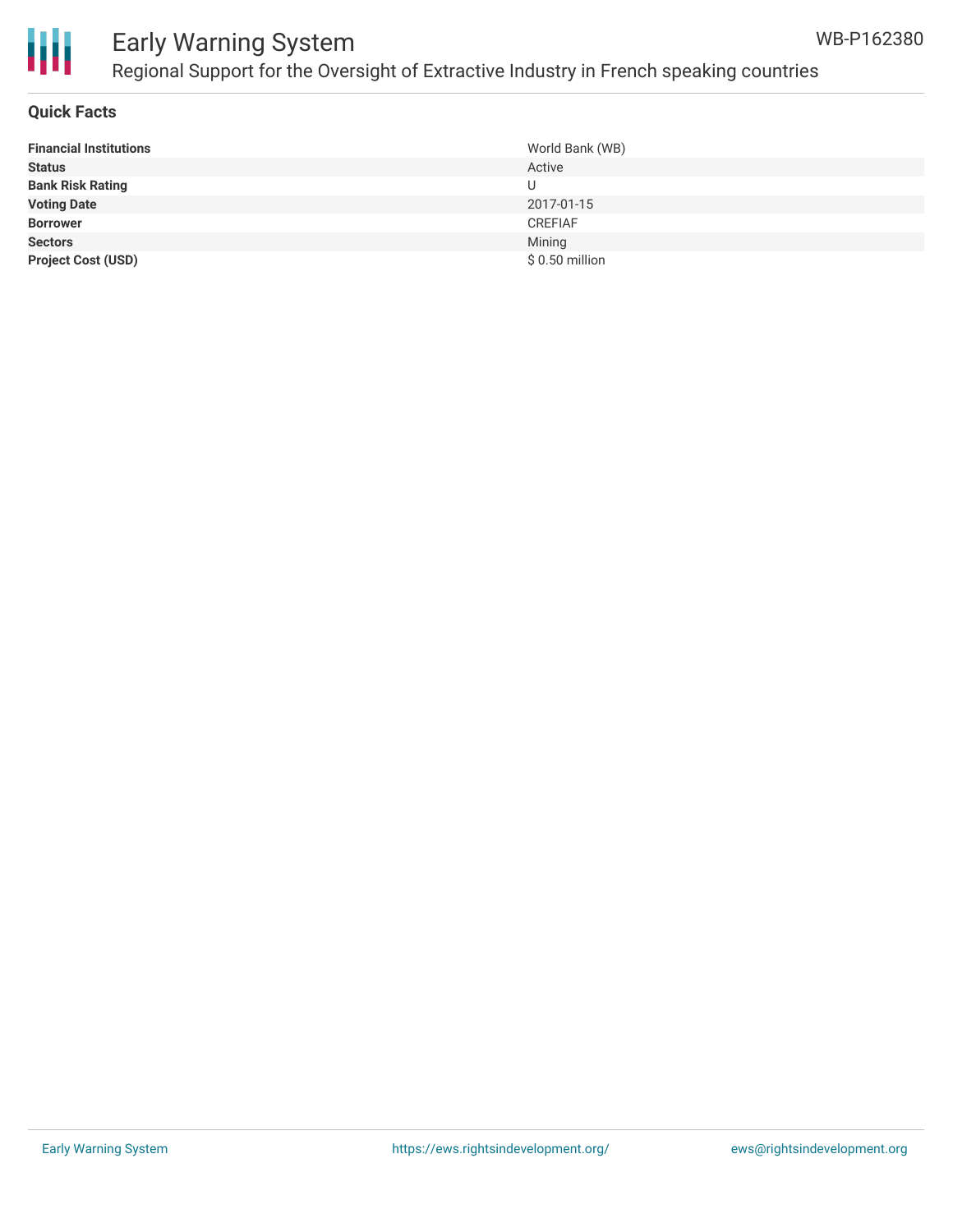## Quick Facts

| | |
|---|---|
| **Financial Institutions** | World Bank (WB) |
| **Status** | Active |
| **Bank Risk Rating** | U |
| **Voting Date** | 2017-01-15 |
| **Borrower** | CREFIAF |
| **Sectors** | Mining |
| **Project Cost (USD)** | $ 0.50 million |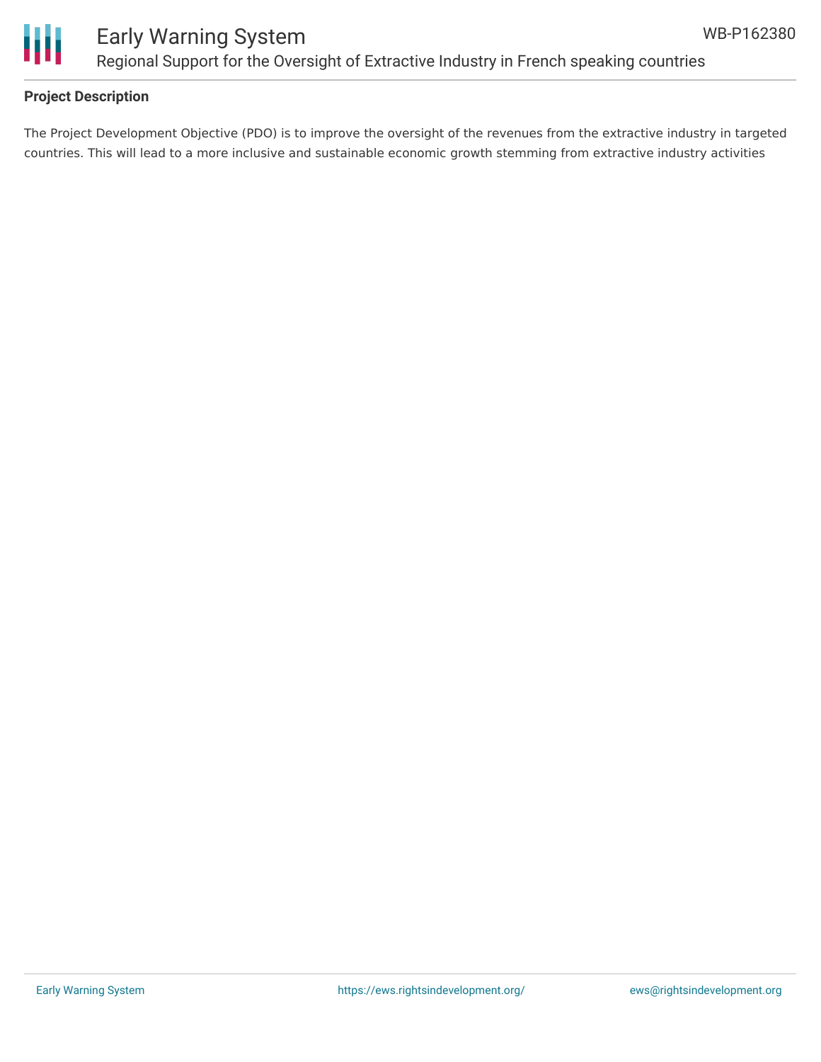## Project Description

The Project Development Objective (PDO) is to improve the oversight of the revenues from the extractive industry in targeted countries. This will lead to a more inclusive and sustainable economic growth stemming from extractive industry activities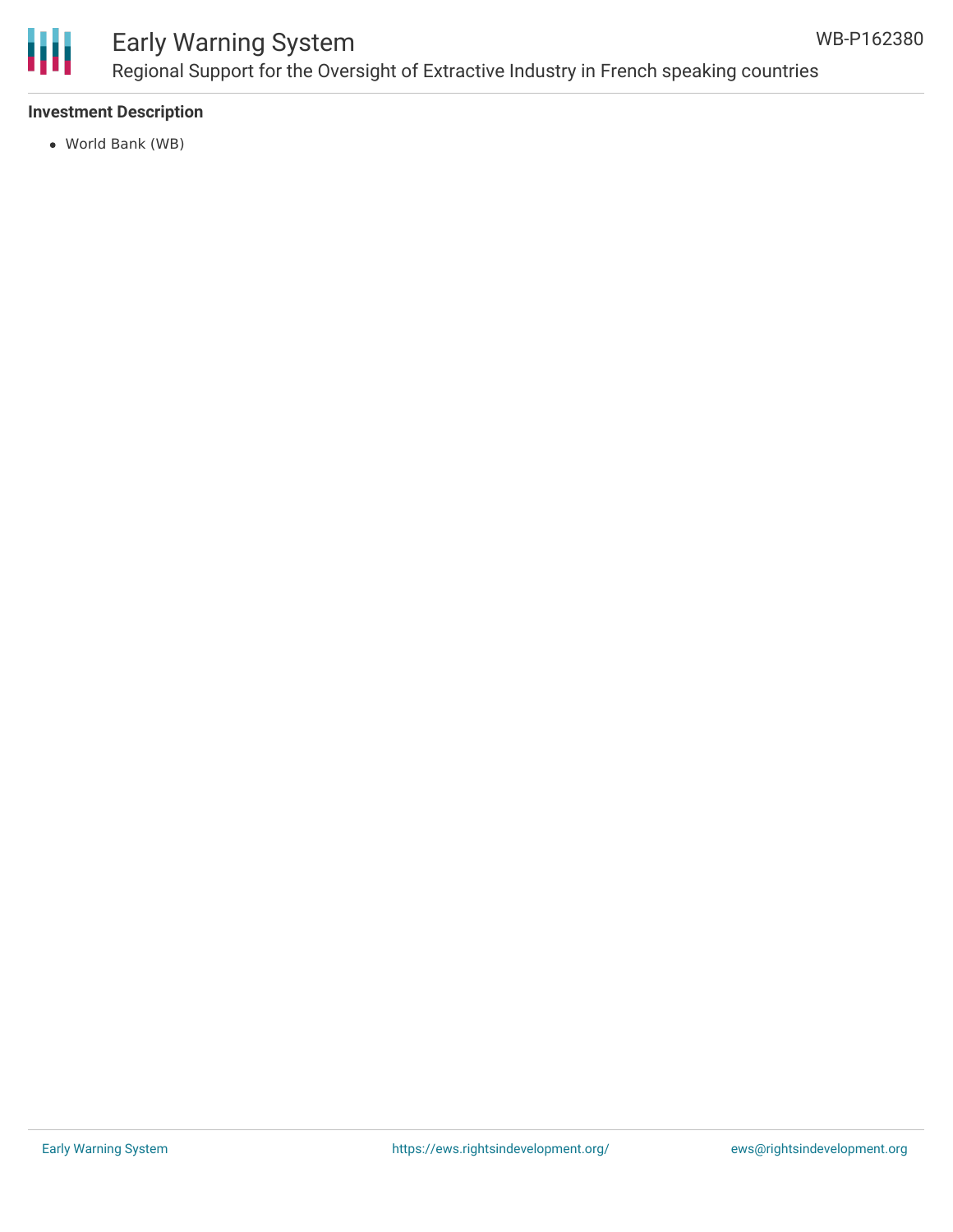### Investment Description

- World Bank (WB)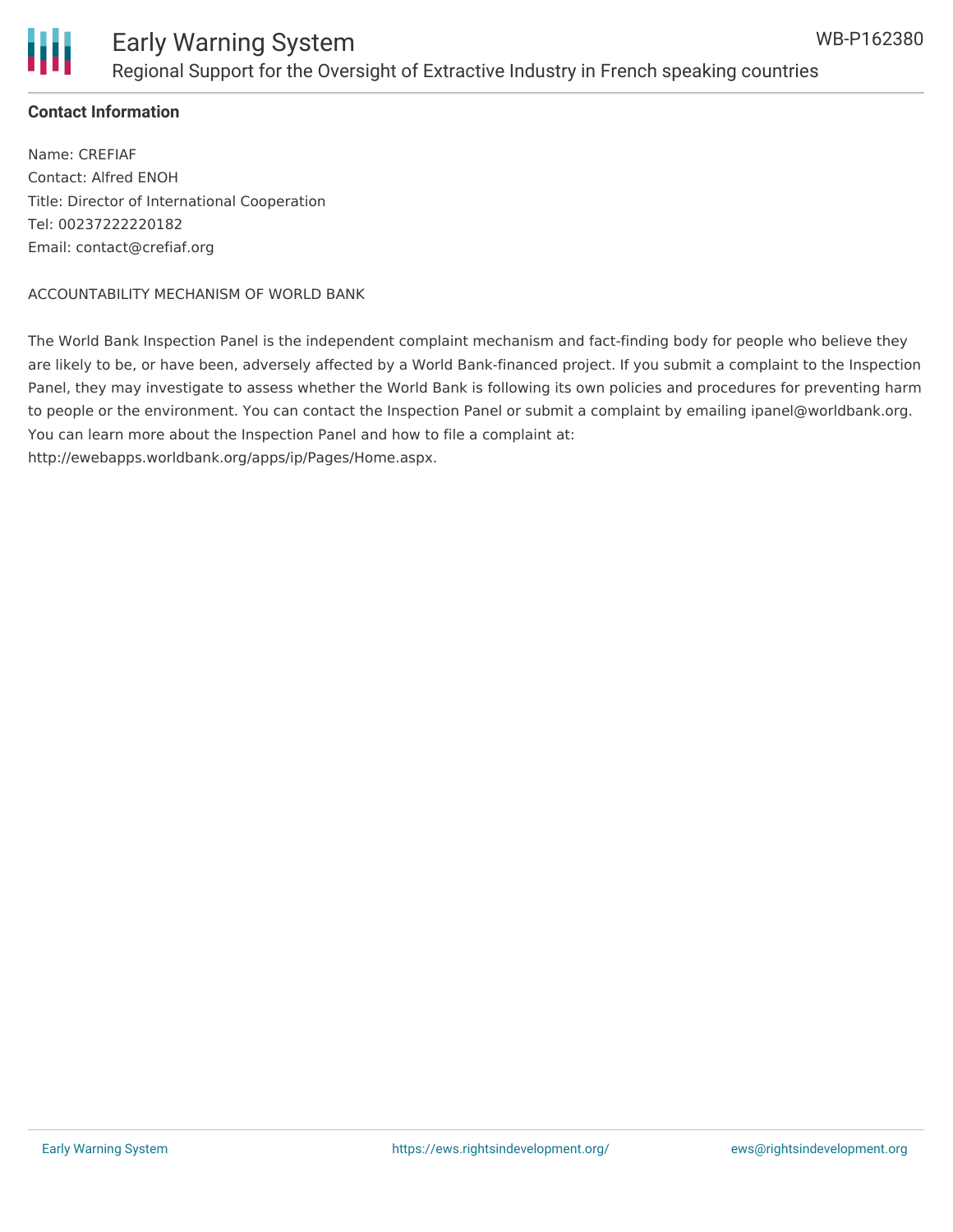**Contact Information**

Name: CREFIAF
Contact: Alfred ENOH
Title: Director of International Cooperation
Tel: 00237222220182
Email: contact@crefiaf.org

ACCOUNTABILITY MECHANISM OF WORLD BANK

The World Bank Inspection Panel is the independent complaint mechanism and fact-finding body for people who believe they are likely to be, or have been, adversely affected by a World Bank-financed project. If you submit a complaint to the Inspection Panel, they may investigate to assess whether the World Bank is following its own policies and procedures for preventing harm to people or the environment. You can contact the Inspection Panel or submit a complaint by emailing ipanel@worldbank.org. You can learn more about the Inspection Panel and how to file a complaint at: http://ewebapps.worldbank.org/apps/ip/Pages/Home.aspx.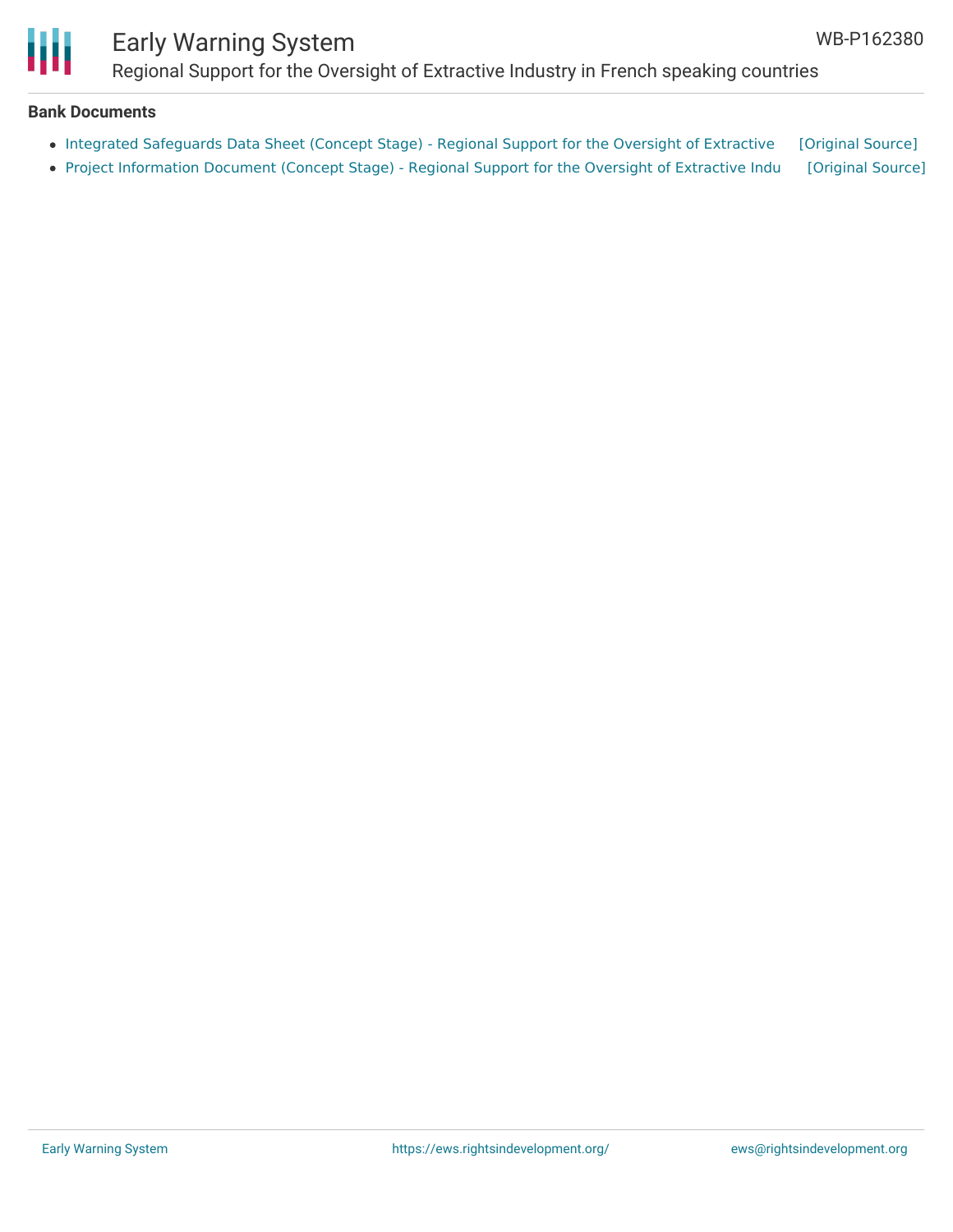## Bank Documents

- Integrated Safeguards Data Sheet (Concept Stage) - Regional Support for the Oversight of Extractive [Original Source]
- Project Information Document (Concept Stage) - Regional Support for the Oversight of Extractive Indu [Original Source]